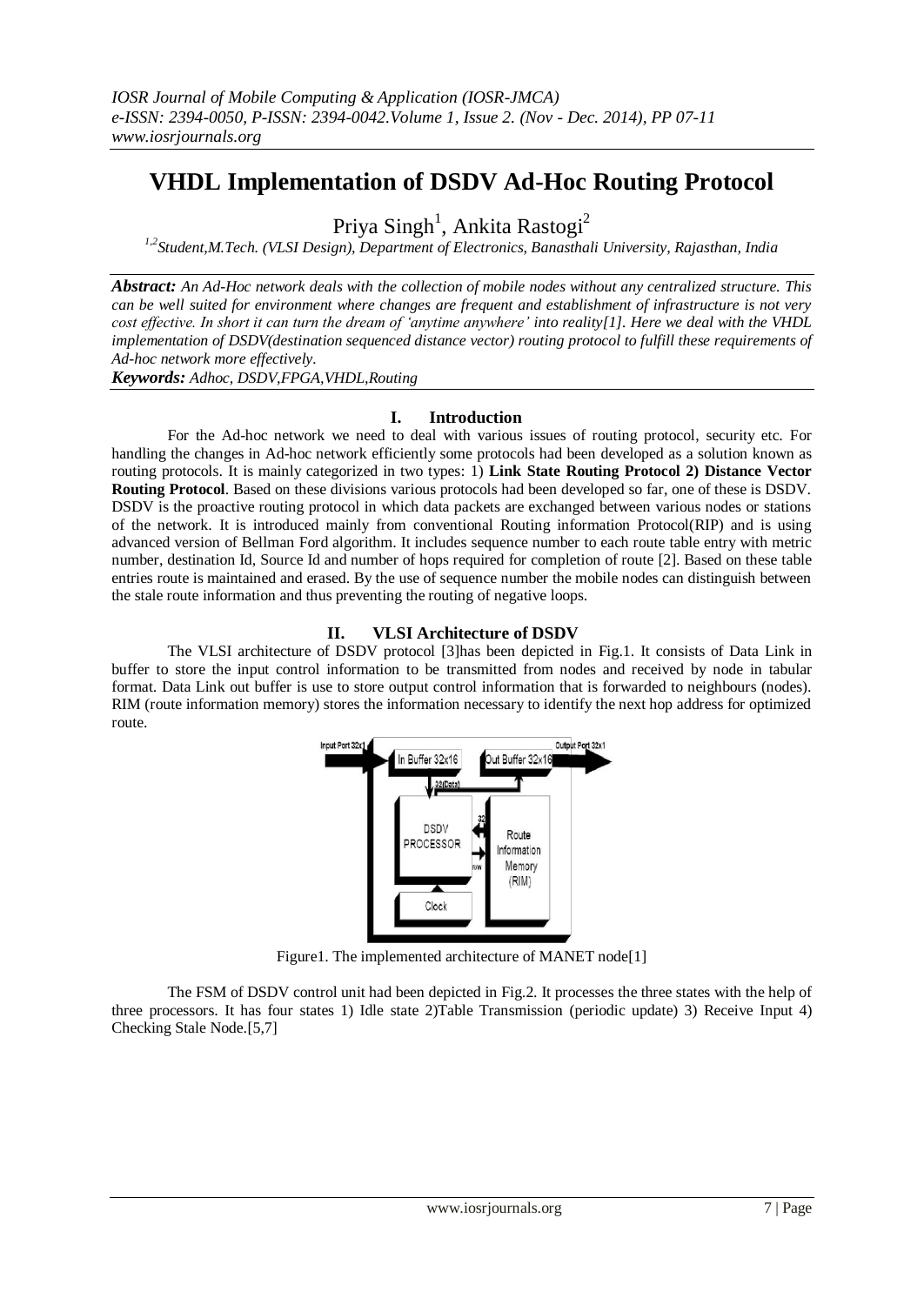# VHDL Implementation of DSDV Ad-Hoc Routing Protocol

Priya Singh[1], Ankita Rastogi[2]

[1,2]Student,M.Tech. (VLSI Design), Department of Electronics, Banasthali University, Rajasthan, India

***Abstract:*** *An Ad-Hoc network deals with the collection of mobile nodes without any centralized structure. This can be well suited for environment where changes are frequent and establishment of infrastructure is not very cost effective. In short it can turn the dream of 'anytime anywhere' into reality[1]. Here we deal with the VHDL implementation of DSDV(destination sequenced distance vector) routing protocol to fulfill these requirements of Ad-hoc network more effectively.*

***Keywords:*** *Adhoc, DSDV,FPGA,VHDL,Routing*

## I. Introduction

For the Ad-hoc network we need to deal with various issues of routing protocol, security etc. For handling the changes in Ad-hoc network efficiently some protocols had been developed as a solution known as routing protocols. It is mainly categorized in two types: 1) **Link State Routing Protocol 2) Distance Vector Routing Protocol**. Based on these divisions various protocols had been developed so far, one of these is DSDV. DSDV is the proactive routing protocol in which data packets are exchanged between various nodes or stations of the network. It is introduced mainly from conventional Routing information Protocol(RIP) and is using advanced version of Bellman Ford algorithm. It includes sequence number to each route table entry with metric number, destination Id, Source Id and number of hops required for completion of route [2]. Based on these table entries route is maintained and erased. By the use of sequence number the mobile nodes can distinguish between the stale route information and thus preventing the routing of negative loops.

## II. VLSI Architecture of DSDV

The VLSI architecture of DSDV protocol [3]has been depicted in Fig.1. It consists of Data Link in buffer to store the input control information to be transmitted from nodes and received by node in tabular format. Data Link out buffer is use to store output control information that is forwarded to neighbours (nodes). RIM (route information memory) stores the information necessary to identify the next hop address for optimized route.

Figure1. The implemented architecture of MANET node[1]

The FSM of DSDV control unit had been depicted in Fig.2. It processes the three states with the help of three processors. It has four states 1) Idle state 2)Table Transmission (periodic update) 3) Receive Input 4) Checking Stale Node.[5,7]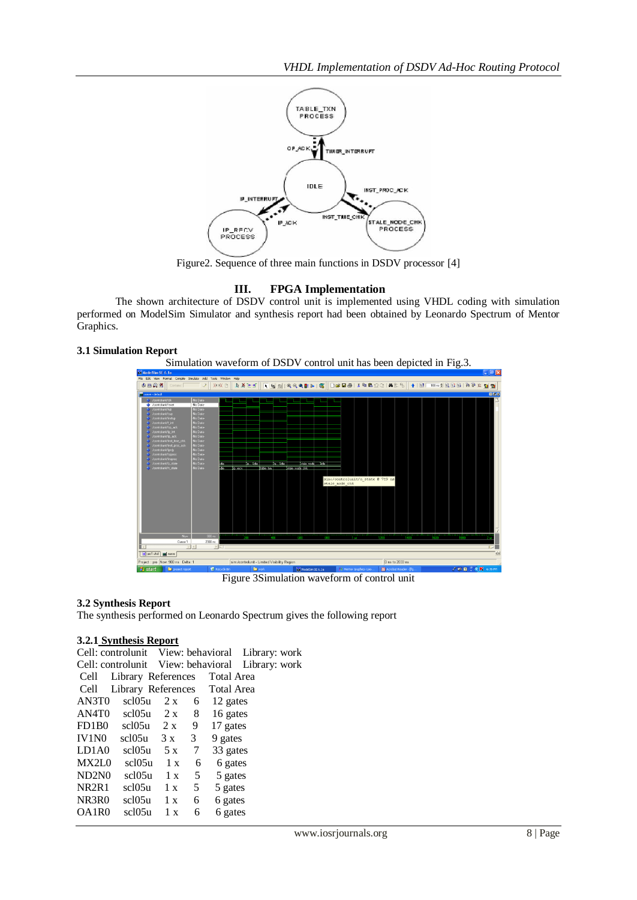Figure2. Sequence of three main functions in DSDV processor [4]

## III. FPGA Implementation

The shown architecture of DSDV control unit is implemented using VHDL coding with simulation performed on ModelSim Simulator and synthesis report had been obtained by Leonardo Spectrum of Mentor Graphics.

### 3.1 Simulation Report

Simulation waveform of DSDV control unit has been depicted in Fig.3.

Figure 3Simulation waveform of control unit

### 3.2 Synthesis Report

The synthesis performed on Leonardo Spectrum gives the following report

#### 3.2.1 Synthesis Report

Cell: controlunit View: behavioral Library: work
Cell: controlunit View: behavioral Library: work

| Cell | Library | References | | Total Area |
|---|---|---|---|---|
| Cell | Library | References | | Total Area |
| AN3T0 | scl05u | 2 x | 6 | 12 gates |
| AN4T0 | scl05u | 2 x | 8 | 16 gates |
| FD1B0 | scl05u | 2 x | 9 | 17 gates |
| IV1N0 | scl05u | 3 x | 3 | 9 gates |
| LD1A0 | scl05u | 5 x | 7 | 33 gates |
| MX2L0 | scl05u | 1 x | 6 | 6 gates |
| ND2N0 | scl05u | 1 x | 5 | 5 gates |
| NR2R1 | scl05u | 1 x | 5 | 5 gates |
| NR3R0 | scl05u | 1 x | 6 | 6 gates |
| OA1R0 | scl05u | 1 x | 6 | 6 gates |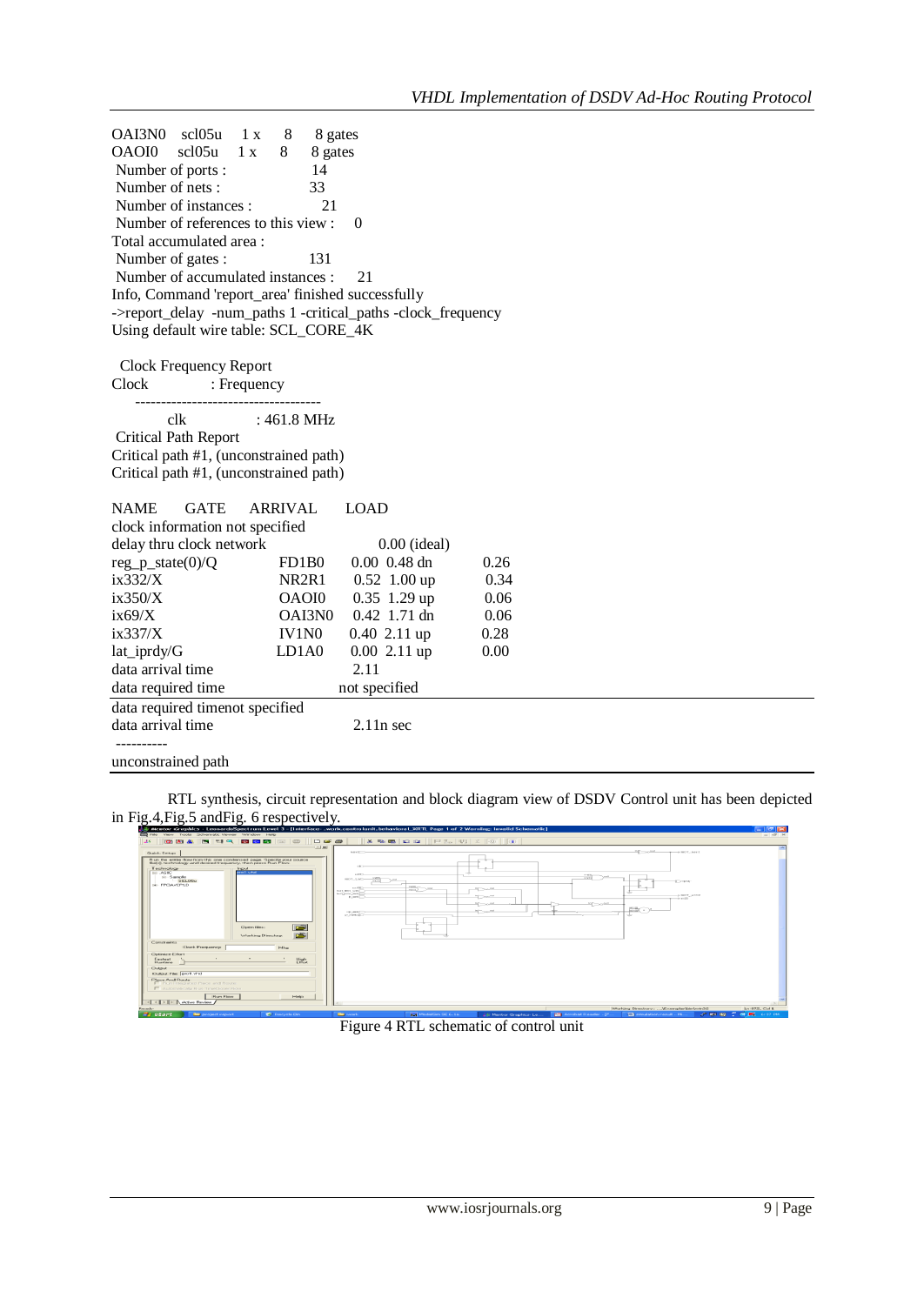OAI3N0 scl05u 1 x 8 8 gates
OAOI0 scl05u 1 x 8 8 gates
Number of ports : 14
Number of nets : 33
Number of instances : 21
Number of references to this view : 0
Total accumulated area :
Number of gates : 131
Number of accumulated instances : 21
Info, Command 'report_area' finished successfully
->report_delay -num_paths 1 -critical_paths -clock_frequency
Using default wire table: SCL_CORE_4K

Clock Frequency Report
Clock : Frequency
------------------------------------
clk : 461.8 MHz
Critical Path Report
Critical path #1, (unconstrained path)
Critical path #1, (unconstrained path)

| NAME | GATE | ARRIVAL | LOAD |
|---|---|---|---|
| clock information not specified | | | |
| delay thru clock network | | 0.00 (ideal) | |
| reg_p_state(0)/Q | FD1B0 | 0.00 0.48 dn | 0.26 |
| ix332/X | NR2R1 | 0.52 1.00 up | 0.34 |
| ix350/X | OAOI0 | 0.35 1.29 up | 0.06 |
| ix69/X | OAI3N0 | 0.42 1.71 dn | 0.06 |
| ix337/X | IV1N0 | 0.40 2.11 up | 0.28 |
| lat_iprdy/G | LD1A0 | 0.00 2.11 up | 0.00 |
| data arrival time | | 2.11 | |
| data required time | | not specified | |

data required timenot specified
data arrival time 2.11n sec
----------
unconstrained path

RTL synthesis, circuit representation and block diagram view of DSDV Control unit has been depicted in Fig.4,Fig.5 andFig. 6 respectively.

Figure 4 RTL schematic of control unit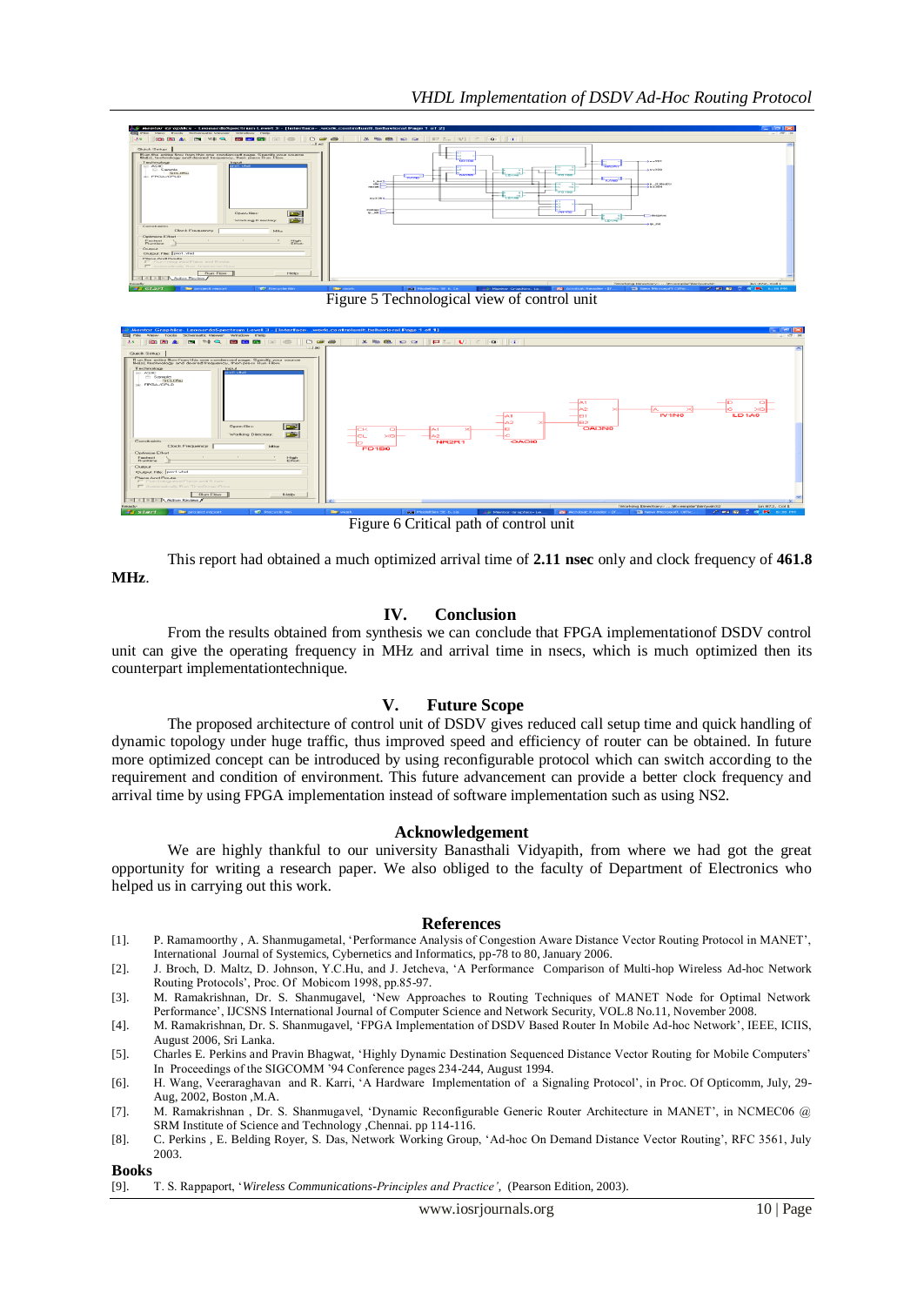Figure 5 Technological view of control unit

Figure 6 Critical path of control unit

This report had obtained a much optimized arrival time of **2.11 nsec** only and clock frequency of **461.8 MHz**.

## IV. Conclusion

From the results obtained from synthesis we can conclude that FPGA implementationof DSDV control unit can give the operating frequency in MHz and arrival time in nsecs, which is much optimized then its counterpart implementationtechnique.

## V. Future Scope

The proposed architecture of control unit of DSDV gives reduced call setup time and quick handling of dynamic topology under huge traffic, thus improved speed and efficiency of router can be obtained. In future more optimized concept can be introduced by using reconfigurable protocol which can switch according to the requirement and condition of environment. This future advancement can provide a better clock frequency and arrival time by using FPGA implementation instead of software implementation such as using NS2.

## Acknowledgement

We are highly thankful to our university Banasthali Vidyapith, from where we had got the great opportunity for writing a research paper. We also obliged to the faculty of Department of Electronics who helped us in carrying out this work.

## References

[1]. P. Ramamoorthy , A. Shanmugametal, 'Performance Analysis of Congestion Aware Distance Vector Routing Protocol in MANET', International Journal of Systemics, Cybernetics and Informatics, pp-78 to 80, January 2006.

[2]. J. Broch, D. Maltz, D. Johnson, Y.C.Hu, and J. Jetcheva, 'A Performance Comparison of Multi-hop Wireless Ad-hoc Network Routing Protocols', Proc. Of Mobicom 1998, pp.85-97.

[3]. M. Ramakrishnan, Dr. S. Shanmugavel, 'New Approaches to Routing Techniques of MANET Node for Optimal Network Performance', IJCSNS International Journal of Computer Science and Network Security, VOL.8 No.11, November 2008.

[4]. M. Ramakrishnan, Dr. S. Shanmugavel, 'FPGA Implementation of DSDV Based Router In Mobile Ad-hoc Network', IEEE, ICIIS, August 2006, Sri Lanka.

[5]. Charles E. Perkins and Pravin Bhagwat, 'Highly Dynamic Destination Sequenced Distance Vector Routing for Mobile Computers' In Proceedings of the SIGCOMM '94 Conference pages 234-244, August 1994.

[6]. H. Wang, Veeraraghavan and R. Karri, 'A Hardware Implementation of a Signaling Protocol', in Proc. Of Opticomm, July, 29-Aug, 2002, Boston ,M.A.

[7]. M. Ramakrishnan , Dr. S. Shanmugavel, 'Dynamic Reconfigurable Generic Router Architecture in MANET', in NCMEC06 @ SRM Institute of Science and Technology ,Chennai. pp 114-116.

[8]. C. Perkins , E. Belding Royer, S. Das, Network Working Group, 'Ad-hoc On Demand Distance Vector Routing', RFC 3561, July 2003.

**Books**

[9]. T. S. Rappaport, '*Wireless Communications-Principles and Practice'*, (Pearson Edition, 2003).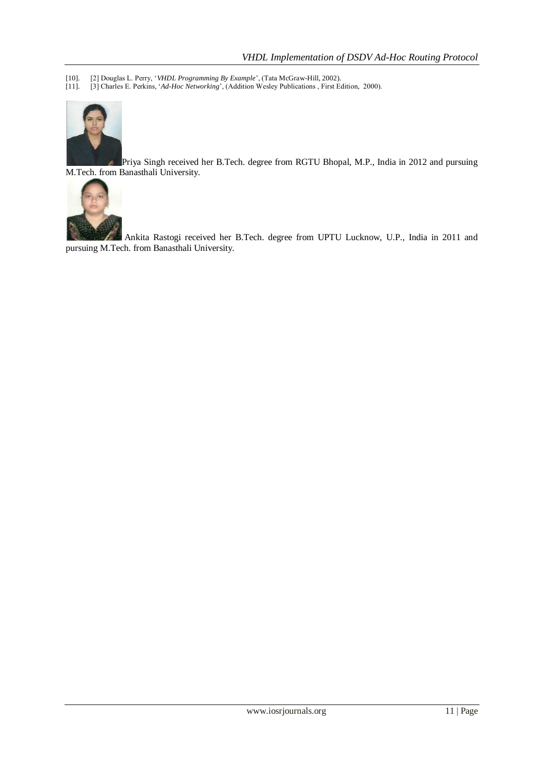[10]. [2] Douglas L. Perry, '*VHDL Programming By Example*', (Tata McGraw-Hill, 2002).

[11]. [3] Charles E. Perkins, '*Ad-Hoc Networking*', (Addition Wesley Publications , First Edition, 2000).

Priya Singh received her B.Tech. degree from RGTU Bhopal, M.P., India in 2012 and pursuing M.Tech. from Banasthali University.

Ankita Rastogi received her B.Tech. degree from UPTU Lucknow, U.P., India in 2011 and pursuing M.Tech. from Banasthali University.